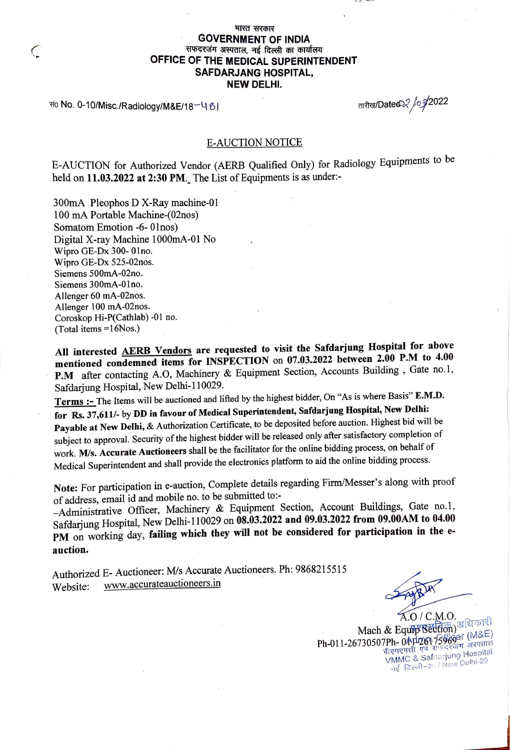भारत सरकार

**GOVERNMENT OF INDIA**

सफदरजंग अस्पताल, नई दिल्ली का कार्यालय

**OFFICE OF THE MEDICAL SUPERINTENDENT**

**SAFDARJANG HOSPITAL,**

**NEW DELHI.**

सं० No. 0-10/Misc./Radiology/M&E/18–481 तारीख/Dated 02/03/2022

## E-AUCTION NOTICE

E-AUCTION for Authorized Vendor (AERB Qualified Only) for Radiology Equipments to be held on **11.03.2022 at 2:30 PM.** The List of Equipments is as under:-

300mA Pleophos D X-Ray machine-01
100 mA Portable Machine-(02nos)
Somatom Emotion -6- 01nos)
Digital X-ray Machine 1000mA-01 No
Wipro GE-Dx 300- 01no.
Wipro GE-Dx 525-02nos.
Siemens 500mA-02no.
Siemens 300mA-01no.
Allenger 60 mA-02nos.
Allenger 100 mA-02nos.
Coroskop Hi-P(Cathlab) -01 no.
(Total items =16Nos.)

**All interested AERB Vendors are requested to visit the Safdarjung Hospital for above mentioned condemned items for INSPECTION** on **07.03.2022 between 2.00 P.M to 4.00 P.M** after contacting A.O, Machinery & Equipment Section, Accounts Building , Gate no.1, Safdarjung Hospital, New Delhi-110029.

**Terms :-** The Items will be auctioned and lifted by the highest bidder, On "As is where Basis" **E.M.D. for Rs. 37,611/- by DD in favour of Medical Superintendent, Safdarjung Hospital, New Delhi: Payable at New Delhi,** & Authorization Certificate, to be deposited before auction. Highest bid will be subject to approval. Security of the highest bidder will be released only after satisfactory completion of work. **M/s. Accurate Auctioneers** shall be the facilitator for the online bidding process, on behalf of Medical Superintendent and shall provide the electronics platform to aid the online bidding process.

**Note:** For participation in e-auction, Complete details regarding Firm/Messer's along with proof of address, email id and mobile no. to be submitted to:-
–Administrative Officer, Machinery & Equipment Section, Account Buildings, Gate no.1, Safdarjung Hospital, New Delhi-110029 on **08.03.2022 and 09.03.2022 from 09.00AM to 04.00 PM** on working day, **failing which they will not be considered for participation in the e-auction.**

Authorized E- Auctioneer: M/s Accurate Auctioneers. Ph: 9868215515
Website: www.accurateauctioneers.in

A.O / C.M.O.
Mach & Equip Section)
Ph-011-26730507Ph- 011-26175969

प्रशासनिक अधिकारी
Administrative Officer (M&E)
वीएमएमसी एवं सफदरजंग अस्पताल
VMMC & Safdarjung Hospital
नई दिल्ली-29 / New Delhi-29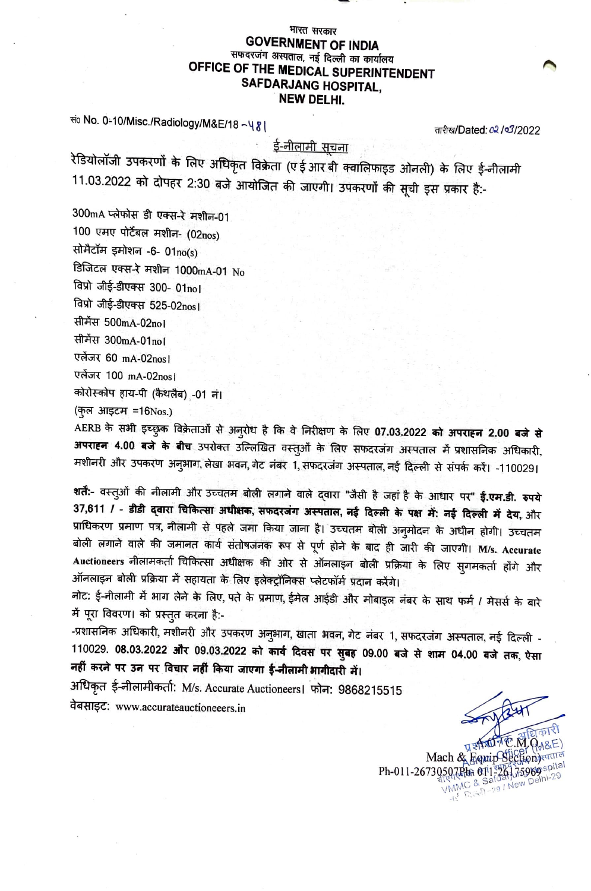भारत सरकार

**GOVERNMENT OF INDIA**

सफदरजंग अस्पताल, नई दिल्ली का कार्यालय

**OFFICE OF THE MEDICAL SUPERINTENDENT**

**SAFDARJANG HOSPITAL,**

**NEW DELHI.**

सं० No. 0-10/Misc./Radiology/M&E/18 -481 तारीख/Dated: 02/03/2022

## ई-नीलामी सूचना

रेडियोलॉजी उपकरणों के लिए अधिकृत विक्रेता (ए ई आर बी क्वालिफाइड ओनली) के लिए ई-नीलामी 11.03.2022 को दोपहर 2:30 बजे आयोजित की जाएगी। उपकरणों की सूची इस प्रकार है:-

300mA प्लेफोस डी एक्स-रे मशीन-01
100 एमए पोर्टेबल मशीन- (02nos)
सोमैटॉम इमोशन -6- 01no(s)
डिजिटल एक्स-रे मशीन 1000mA-01 No
विप्रो जीई-डीएक्स 300- 01no।
विप्रो जीई-डीएक्स 525-02nos।
सीमेंस 500mA-02no।
सीमेंस 300mA-01no।
एलेंजर 60 mA-02nos।
एलेंजर 100 mA-02nos।
कोरोस्कोप हाय-पी (कैथलैब) -01 नं।
(कुल आइटम =16Nos.)

AERB के सभी इच्छुक विक्रेताओं से अनुरोध है कि वे निरीक्षण के लिए **07.03.2022 को अपराह्न 2.00 बजे से अपराह्न 4.00 बजे के बीच** उपरोक्त उल्लिखित वस्तुओं के लिए सफदरजंग अस्पताल में प्रशासनिक अधिकारी, मशीनरी और उपकरण अनुभाग, लेखा भवन, गेट नंबर 1, सफदरजंग अस्पताल, नई दिल्ली से संपर्क करें। -110029।

**शर्तें:-** वस्तुओं की नीलामी और उच्चतम बोली लगाने वाले द्वारा "जैसी है जहां है के आधार पर" **ई.एम.डी. रुपये 37,611 / - डीडी द्वारा चिकित्सा अधीक्षक, सफदरजंग अस्पताल, नई दिल्ली के पक्ष में: नई दिल्ली में देय,** और प्राधिकरण प्रमाण पत्र, नीलामी से पहले जमा किया जाना है। उच्चतम बोली अनुमोदन के अधीन होगी। उच्चतम बोली लगाने वाले की जमानत कार्य संतोषजनक रूप से पूर्ण होने के बाद ही जारी की जाएगी। **M/s. Accurate Auctioneers** नीलामकर्ता चिकित्सा अधीक्षक की ओर से ऑनलाइन बोली प्रक्रिया के लिए सुगमकर्ता होंगे और ऑनलाइन बोली प्रक्रिया में सहायता के लिए इलेक्ट्रॉनिक्स प्लेटफॉर्म प्रदान करेंगे।

नोट: ई-नीलामी में भाग लेने के लिए, पते के प्रमाण, ईमेल आईडी और मोबाइल नंबर के साथ फर्म / मेसर्स के बारे में पूरा विवरण। को प्रस्तुत करना है:-

-प्रशासनिक अधिकारी, मशीनरी और उपकरण अनुभाग, खाता भवन, गेट नंबर 1, सफदरजंग अस्पताल, नई दिल्ली - 110029. **08.03.2022 और 09.03.2022 को कार्य दिवस पर सुबह 09.00 बजे से शाम 04.00 बजे तक, ऐसा नहीं करने पर उन पर विचार नहीं किया जाएगा ई-नीलामी भागीदारी में।**

अधिकृत ई-नीलामीकर्ता: M/s. Accurate Auctioneers। फोन: 9868215515

वेबसाइट: www.accurateauctioneeers.in

A.O./C.M.O.
Mach & Equip Section
Ph-011-26730507Ph 011-26175969